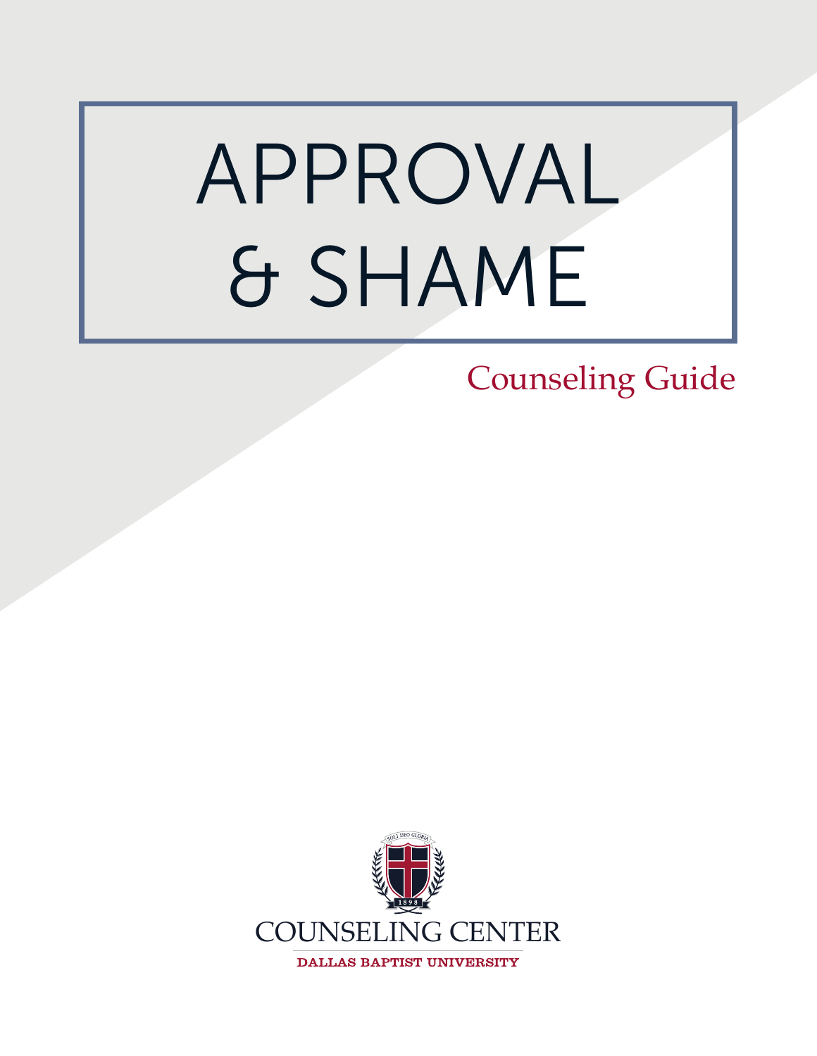# APPROVAL & SHAME

Counseling Guide

SOLI DEO GLORIA

1898

COUNSELING CENTER

DALLAS BAPTIST UNIVERSITY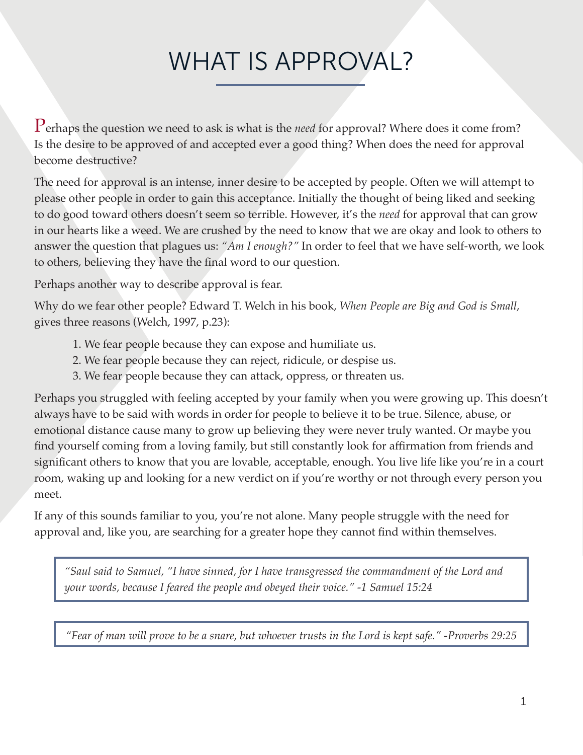# WHAT IS APPROVAL?

Perhaps the question we need to ask is what is the *need* for approval? Where does it come from? Is the desire to be approved of and accepted ever a good thing? When does the need for approval become destructive?

The need for approval is an intense, inner desire to be accepted by people. Often we will attempt to please other people in order to gain this acceptance. Initially the thought of being liked and seeking to do good toward others doesn't seem so terrible. However, it's the *need* for approval that can grow in our hearts like a weed. We are crushed by the need to know that we are okay and look to others to answer the question that plagues us: *"Am I enough?"* In order to feel that we have self-worth, we look to others, believing they have the final word to our question.

Perhaps another way to describe approval is fear.

Why do we fear other people? Edward T. Welch in his book, *When People are Big and God is Small*, gives three reasons (Welch, 1997, p.23):

1. We fear people because they can expose and humiliate us.
2. We fear people because they can reject, ridicule, or despise us.
3. We fear people because they can attack, oppress, or threaten us.

Perhaps you struggled with feeling accepted by your family when you were growing up. This doesn't always have to be said with words in order for people to believe it to be true. Silence, abuse, or emotional distance cause many to grow up believing they were never truly wanted. Or maybe you find yourself coming from a loving family, but still constantly look for affirmation from friends and significant others to know that you are lovable, acceptable, enough. You live life like you're in a court room, waking up and looking for a new verdict on if you're worthy or not through every person you meet.

If any of this sounds familiar to you, you're not alone. Many people struggle with the need for approval and, like you, are searching for a greater hope they cannot find within themselves.

> *"Saul said to Samuel, "I have sinned, for I have transgressed the commandment of the Lord and your words, because I feared the people and obeyed their voice." -1 Samuel 15:24*

> *"Fear of man will prove to be a snare, but whoever trusts in the Lord is kept safe." -Proverbs 29:25*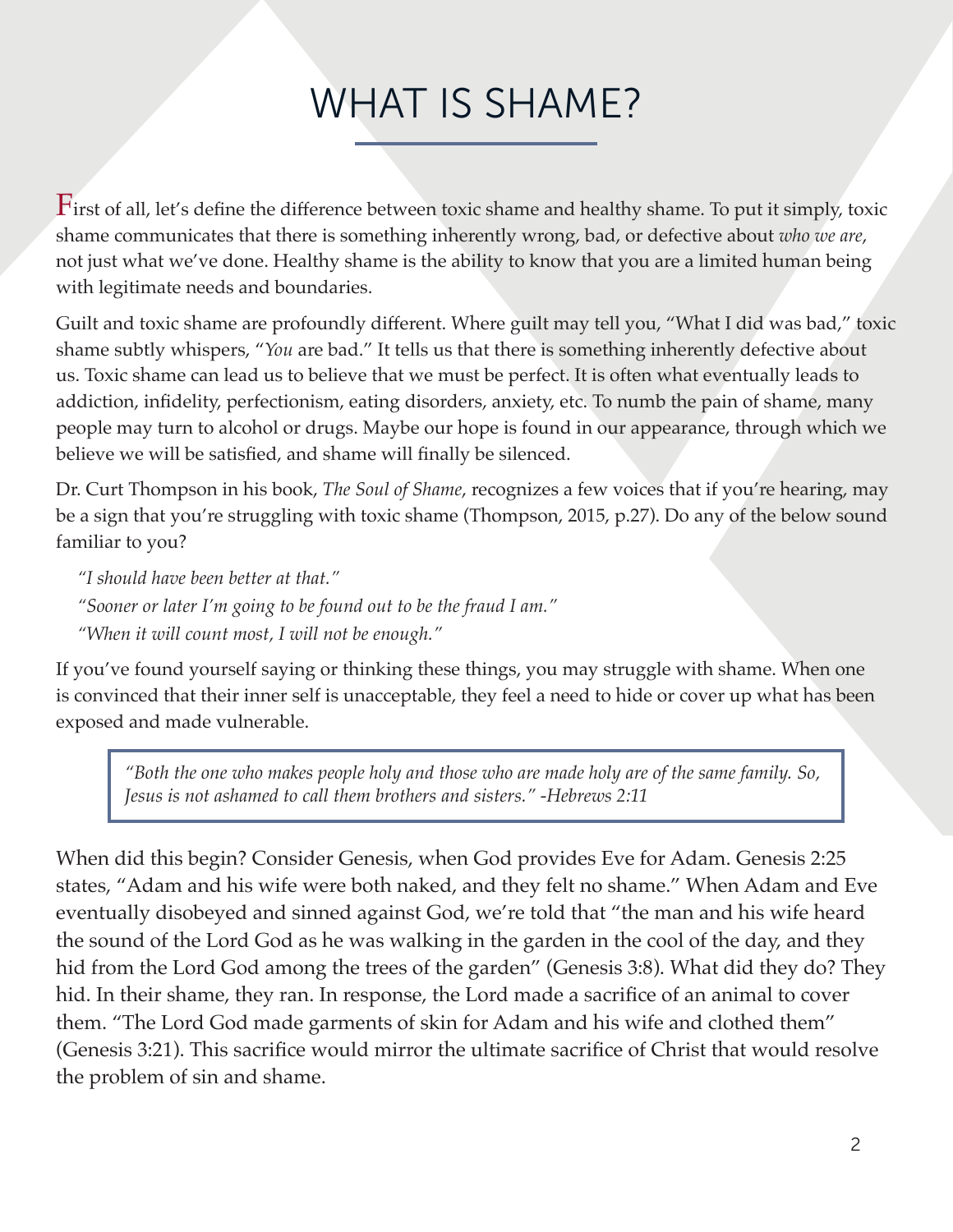# WHAT IS SHAME?

First of all, let's define the difference between toxic shame and healthy shame. To put it simply, toxic shame communicates that there is something inherently wrong, bad, or defective about *who we are*, not just what we've done. Healthy shame is the ability to know that you are a limited human being with legitimate needs and boundaries.

Guilt and toxic shame are profoundly different. Where guilt may tell you, "What I did was bad," toxic shame subtly whispers, "*You* are bad." It tells us that there is something inherently defective about us. Toxic shame can lead us to believe that we must be perfect. It is often what eventually leads to addiction, infidelity, perfectionism, eating disorders, anxiety, etc. To numb the pain of shame, many people may turn to alcohol or drugs. Maybe our hope is found in our appearance, through which we believe we will be satisfied, and shame will finally be silenced.

Dr. Curt Thompson in his book, *The Soul of Shame*, recognizes a few voices that if you're hearing, may be a sign that you're struggling with toxic shame (Thompson, 2015, p.27). Do any of the below sound familiar to you?

*"I should have been better at that."*
*"Sooner or later I'm going to be found out to be the fraud I am."*
*"When it will count most, I will not be enough."*

If you've found yourself saying or thinking these things, you may struggle with shame. When one is convinced that their inner self is unacceptable, they feel a need to hide or cover up what has been exposed and made vulnerable.

> *"Both the one who makes people holy and those who are made holy are of the same family. So, Jesus is not ashamed to call them brothers and sisters." -Hebrews 2:11*

When did this begin? Consider Genesis, when God provides Eve for Adam. Genesis 2:25 states, "Adam and his wife were both naked, and they felt no shame." When Adam and Eve eventually disobeyed and sinned against God, we're told that "the man and his wife heard the sound of the Lord God as he was walking in the garden in the cool of the day, and they hid from the Lord God among the trees of the garden" (Genesis 3:8). What did they do? They hid. In their shame, they ran. In response, the Lord made a sacrifice of an animal to cover them. "The Lord God made garments of skin for Adam and his wife and clothed them" (Genesis 3:21). This sacrifice would mirror the ultimate sacrifice of Christ that would resolve the problem of sin and shame.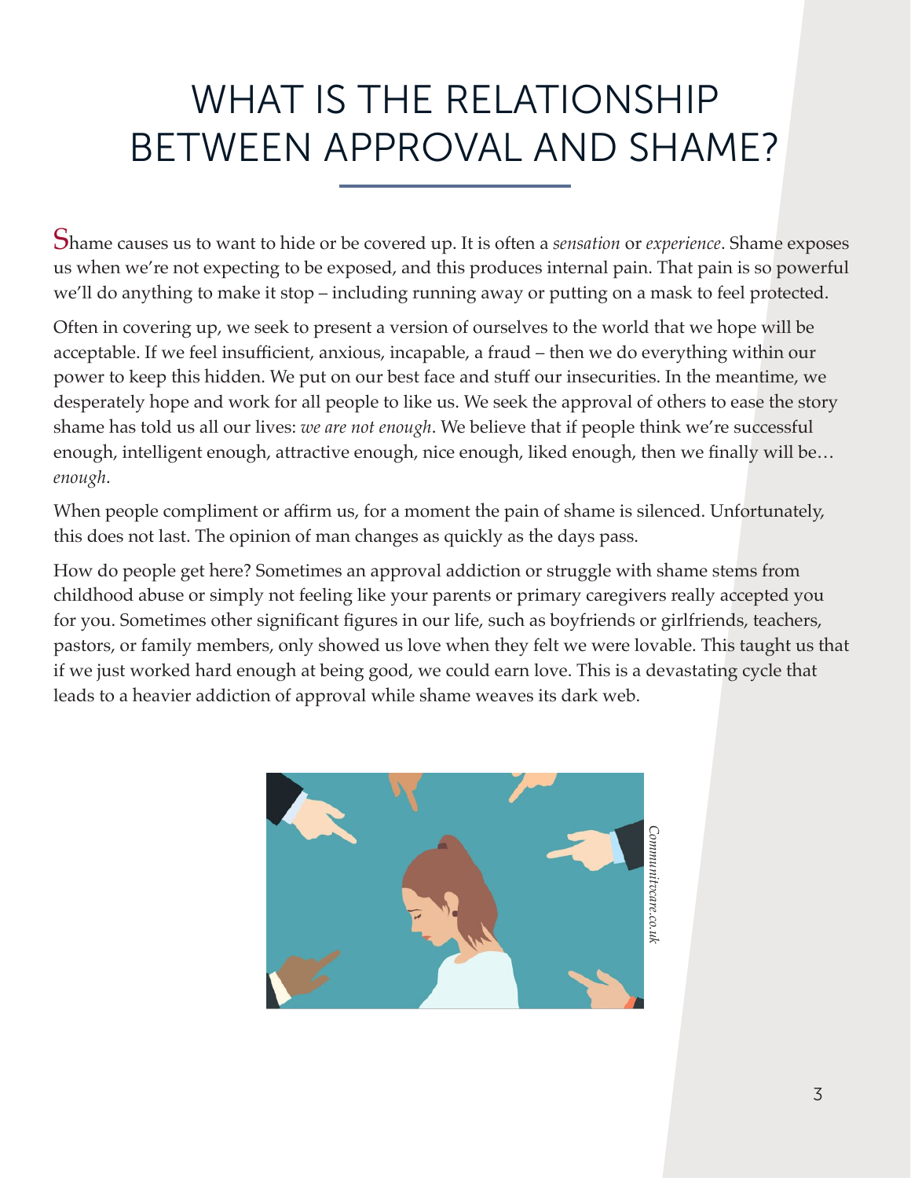# WHAT IS THE RELATIONSHIP BETWEEN APPROVAL AND SHAME?

Shame causes us to want to hide or be covered up. It is often a *sensation* or *experience*. Shame exposes us when we're not expecting to be exposed, and this produces internal pain. That pain is so powerful we'll do anything to make it stop – including running away or putting on a mask to feel protected.

Often in covering up, we seek to present a version of ourselves to the world that we hope will be acceptable. If we feel insufficient, anxious, incapable, a fraud – then we do everything within our power to keep this hidden. We put on our best face and stuff our insecurities. In the meantime, we desperately hope and work for all people to like us. We seek the approval of others to ease the story shame has told us all our lives: *we are not enough*. We believe that if people think we're successful enough, intelligent enough, attractive enough, nice enough, liked enough, then we finally will be… *enough*.

When people compliment or affirm us, for a moment the pain of shame is silenced. Unfortunately, this does not last. The opinion of man changes as quickly as the days pass.

How do people get here? Sometimes an approval addiction or struggle with shame stems from childhood abuse or simply not feeling like your parents or primary caregivers really accepted you for you. Sometimes other significant figures in our life, such as boyfriends or girlfriends, teachers, pastors, or family members, only showed us love when they felt we were lovable. This taught us that if we just worked hard enough at being good, we could earn love. This is a devastating cycle that leads to a heavier addiction of approval while shame weaves its dark web.

*Communitecare.co.uk*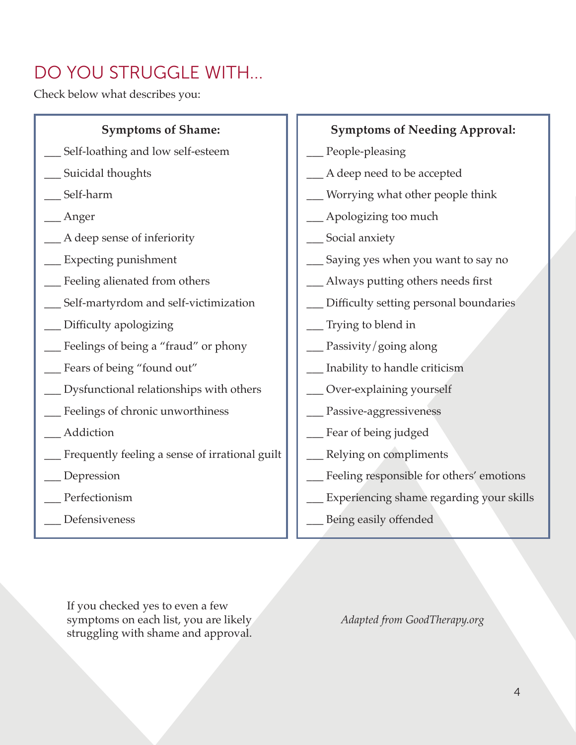# DO YOU STRUGGLE WITH...

Check below what describes you:

**Symptoms of Shame:**

___ Self-loathing and low self-esteem

___ Suicidal thoughts

___ Self-harm

___ Anger

___ A deep sense of inferiority

___ Expecting punishment

___ Feeling alienated from others

___ Self-martyrdom and self-victimization

___ Difficulty apologizing

___ Feelings of being a "fraud" or phony

___ Fears of being "found out"

___ Dysfunctional relationships with others

___ Feelings of chronic unworthiness

___ Addiction

___ Frequently feeling a sense of irrational guilt

___ Depression

___ Perfectionism

___ Defensiveness

**Symptoms of Needing Approval:**

___ People-pleasing

___ A deep need to be accepted

___ Worrying what other people think

___ Apologizing too much

___ Social anxiety

___ Saying yes when you want to say no

___ Always putting others needs first

___ Difficulty setting personal boundaries

___ Trying to blend in

___ Passivity/going along

___ Inability to handle criticism

___ Over-explaining yourself

___ Passive-aggressiveness

___ Fear of being judged

___ Relying on compliments

___ Feeling responsible for others' emotions

___ Experiencing shame regarding your skills

___ Being easily offended

If you checked yes to even a few symptoms on each list, you are likely struggling with shame and approval.

*Adapted from GoodTherapy.org*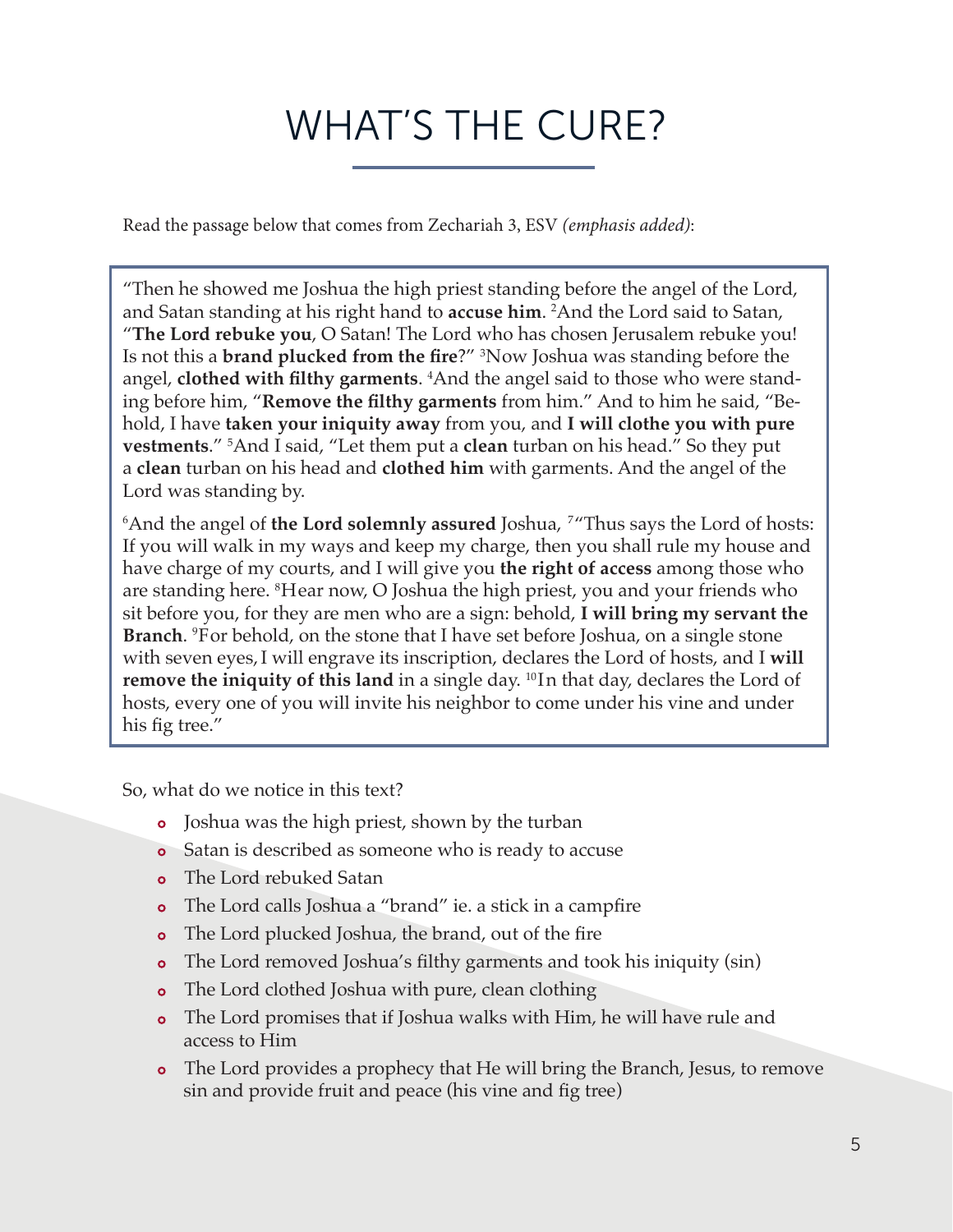# WHAT'S THE CURE?

Read the passage below that comes from Zechariah 3, ESV *(emphasis added)*:

> "Then he showed me Joshua the high priest standing before the angel of the Lord, and Satan standing at his right hand to **accuse him**. [2]And the Lord said to Satan, "**The Lord rebuke you**, O Satan! The Lord who has chosen Jerusalem rebuke you! Is not this a **brand plucked from the fire**?" [3]Now Joshua was standing before the angel, **clothed with filthy garments**. [4]And the angel said to those who were standing before him, "**Remove the filthy garments** from him." And to him he said, "Behold, I have **taken your iniquity away** from you, and **I will clothe you with pure vestments**." [5]And I said, "Let them put a **clean** turban on his head." So they put a **clean** turban on his head and **clothed him** with garments. And the angel of the Lord was standing by.
>
> [6]And the angel of **the Lord solemnly assured** Joshua, [7]"Thus says the Lord of hosts: If you will walk in my ways and keep my charge, then you shall rule my house and have charge of my courts, and I will give you **the right of access** among those who are standing here. [8]Hear now, O Joshua the high priest, you and your friends who sit before you, for they are men who are a sign: behold, **I will bring my servant the Branch**. [9]For behold, on the stone that I have set before Joshua, on a single stone with seven eyes, I will engrave its inscription, declares the Lord of hosts, and I **will remove the iniquity of this land** in a single day. [10]In that day, declares the Lord of hosts, every one of you will invite his neighbor to come under his vine and under his fig tree."

So, what do we notice in this text?

- Joshua was the high priest, shown by the turban
- Satan is described as someone who is ready to accuse
- The Lord rebuked Satan
- The Lord calls Joshua a "brand" ie. a stick in a campfire
- The Lord plucked Joshua, the brand, out of the fire
- The Lord removed Joshua's filthy garments and took his iniquity (sin)
- The Lord clothed Joshua with pure, clean clothing
- The Lord promises that if Joshua walks with Him, he will have rule and access to Him
- The Lord provides a prophecy that He will bring the Branch, Jesus, to remove sin and provide fruit and peace (his vine and fig tree)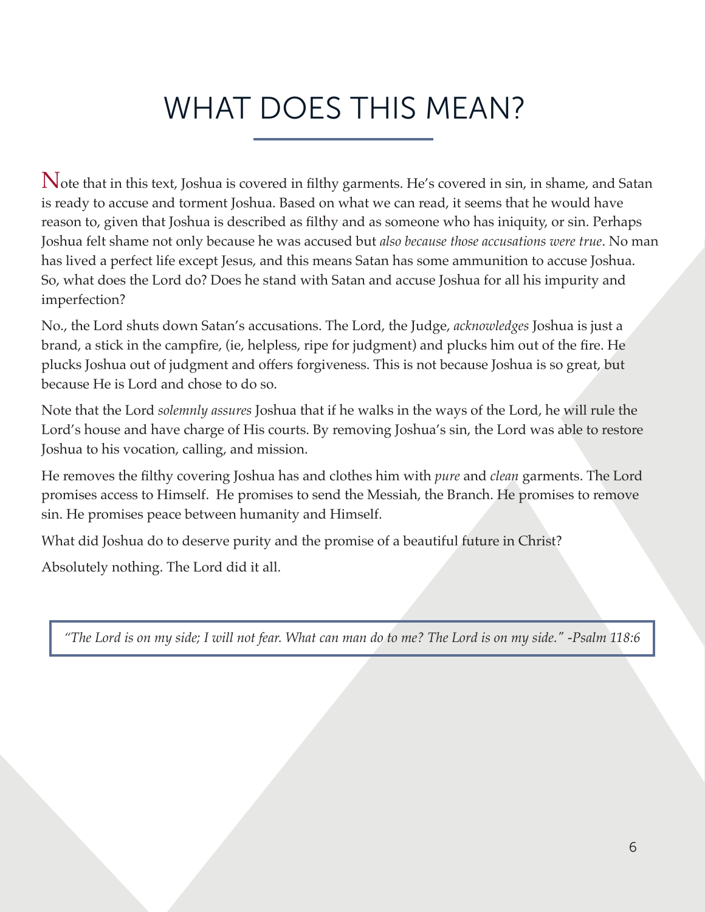# WHAT DOES THIS MEAN?

Note that in this text, Joshua is covered in filthy garments. He's covered in sin, in shame, and Satan is ready to accuse and torment Joshua. Based on what we can read, it seems that he would have reason to, given that Joshua is described as filthy and as someone who has iniquity, or sin. Perhaps Joshua felt shame not only because he was accused but *also because those accusations were true*. No man has lived a perfect life except Jesus, and this means Satan has some ammunition to accuse Joshua. So, what does the Lord do? Does he stand with Satan and accuse Joshua for all his impurity and imperfection?

No., the Lord shuts down Satan's accusations. The Lord, the Judge, *acknowledges* Joshua is just a brand, a stick in the campfire, (ie, helpless, ripe for judgment) and plucks him out of the fire. He plucks Joshua out of judgment and offers forgiveness. This is not because Joshua is so great, but because He is Lord and chose to do so.

Note that the Lord *solemnly assures* Joshua that if he walks in the ways of the Lord, he will rule the Lord's house and have charge of His courts. By removing Joshua's sin, the Lord was able to restore Joshua to his vocation, calling, and mission.

He removes the filthy covering Joshua has and clothes him with *pure* and *clean* garments. The Lord promises access to Himself. He promises to send the Messiah, the Branch. He promises to remove sin. He promises peace between humanity and Himself.

What did Joshua do to deserve purity and the promise of a beautiful future in Christ?

Absolutely nothing. The Lord did it all.

> *"The Lord is on my side; I will not fear. What can man do to me? The Lord is on my side." -Psalm 118:6*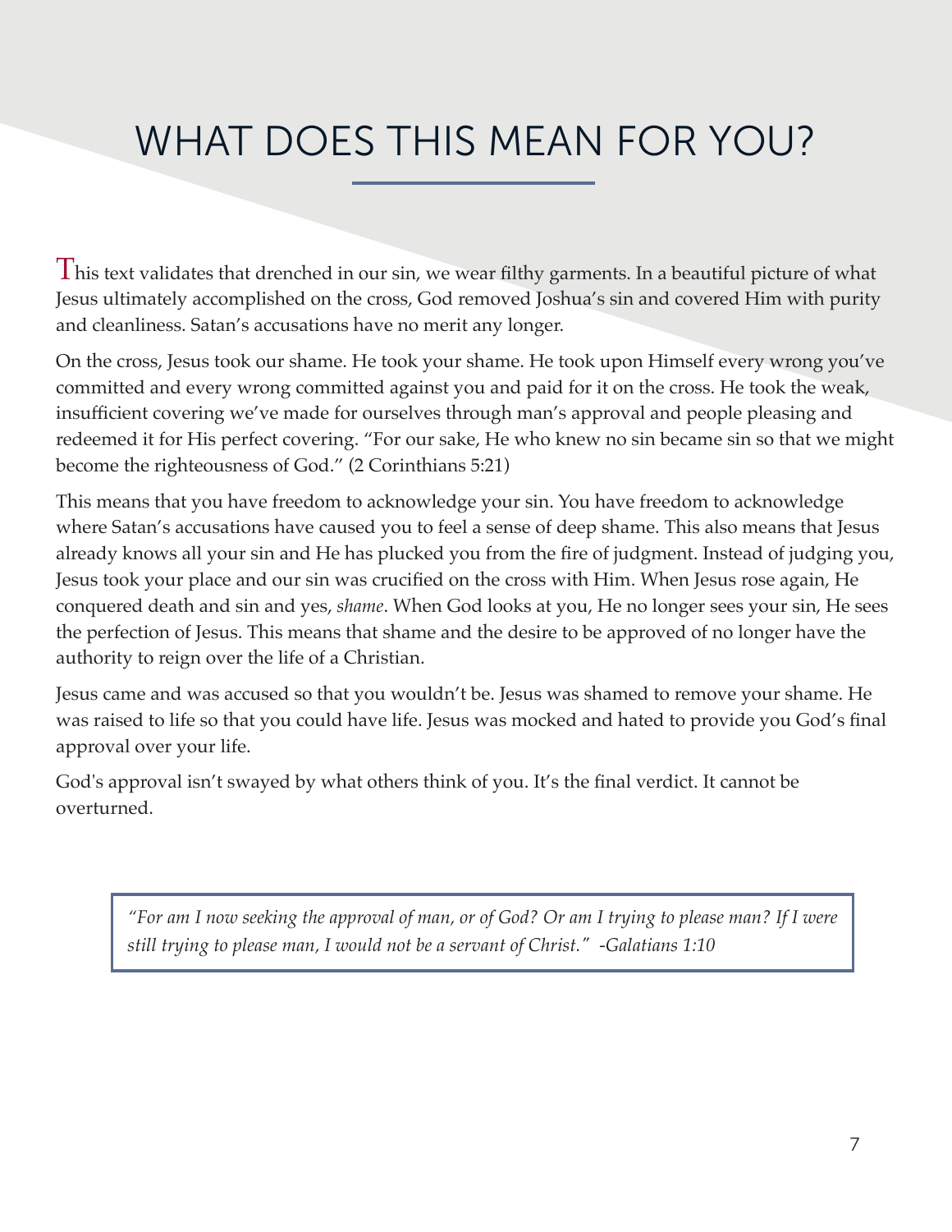# WHAT DOES THIS MEAN FOR YOU?

This text validates that drenched in our sin, we wear filthy garments. In a beautiful picture of what Jesus ultimately accomplished on the cross, God removed Joshua's sin and covered Him with purity and cleanliness. Satan's accusations have no merit any longer.

On the cross, Jesus took our shame. He took your shame. He took upon Himself every wrong you've committed and every wrong committed against you and paid for it on the cross. He took the weak, insufficient covering we've made for ourselves through man's approval and people pleasing and redeemed it for His perfect covering. "For our sake, He who knew no sin became sin so that we might become the righteousness of God." (2 Corinthians 5:21)

This means that you have freedom to acknowledge your sin. You have freedom to acknowledge where Satan's accusations have caused you to feel a sense of deep shame. This also means that Jesus already knows all your sin and He has plucked you from the fire of judgment. Instead of judging you, Jesus took your place and our sin was crucified on the cross with Him. When Jesus rose again, He conquered death and sin and yes, *shame*. When God looks at you, He no longer sees your sin, He sees the perfection of Jesus. This means that shame and the desire to be approved of no longer have the authority to reign over the life of a Christian.

Jesus came and was accused so that you wouldn't be. Jesus was shamed to remove your shame. He was raised to life so that you could have life. Jesus was mocked and hated to provide you God's final approval over your life.

God's approval isn't swayed by what others think of you. It's the final verdict. It cannot be overturned.

> *"For am I now seeking the approval of man, or of God? Or am I trying to please man? If I were still trying to please man, I would not be a servant of Christ." -Galatians 1:10*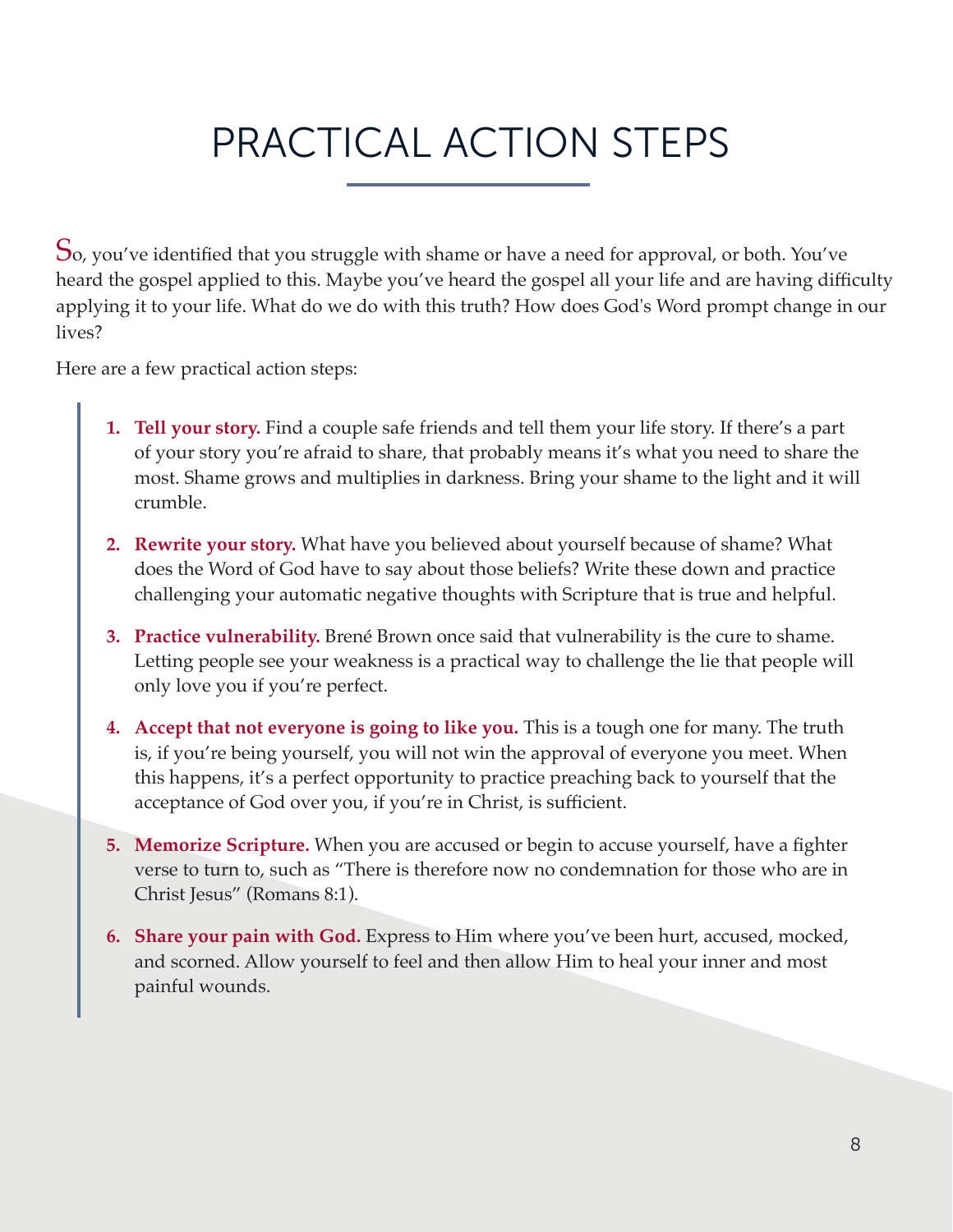# PRACTICAL ACTION STEPS

So, you've identified that you struggle with shame or have a need for approval, or both. You've heard the gospel applied to this. Maybe you've heard the gospel all your life and are having difficulty applying it to your life. What do we do with this truth? How does God's Word prompt change in our lives?

Here are a few practical action steps:

1. **Tell your story.** Find a couple safe friends and tell them your life story. If there's a part of your story you're afraid to share, that probably means it's what you need to share the most. Shame grows and multiplies in darkness. Bring your shame to the light and it will crumble.

2. **Rewrite your story.** What have you believed about yourself because of shame? What does the Word of God have to say about those beliefs? Write these down and practice challenging your automatic negative thoughts with Scripture that is true and helpful.

3. **Practice vulnerability.** Brené Brown once said that vulnerability is the cure to shame. Letting people see your weakness is a practical way to challenge the lie that people will only love you if you're perfect.

4. **Accept that not everyone is going to like you.** This is a tough one for many. The truth is, if you're being yourself, you will not win the approval of everyone you meet. When this happens, it's a perfect opportunity to practice preaching back to yourself that the acceptance of God over you, if you're in Christ, is sufficient.

5. **Memorize Scripture.** When you are accused or begin to accuse yourself, have a fighter verse to turn to, such as "There is therefore now no condemnation for those who are in Christ Jesus" (Romans 8:1).

6. **Share your pain with God.** Express to Him where you've been hurt, accused, mocked, and scorned. Allow yourself to feel and then allow Him to heal your inner and most painful wounds.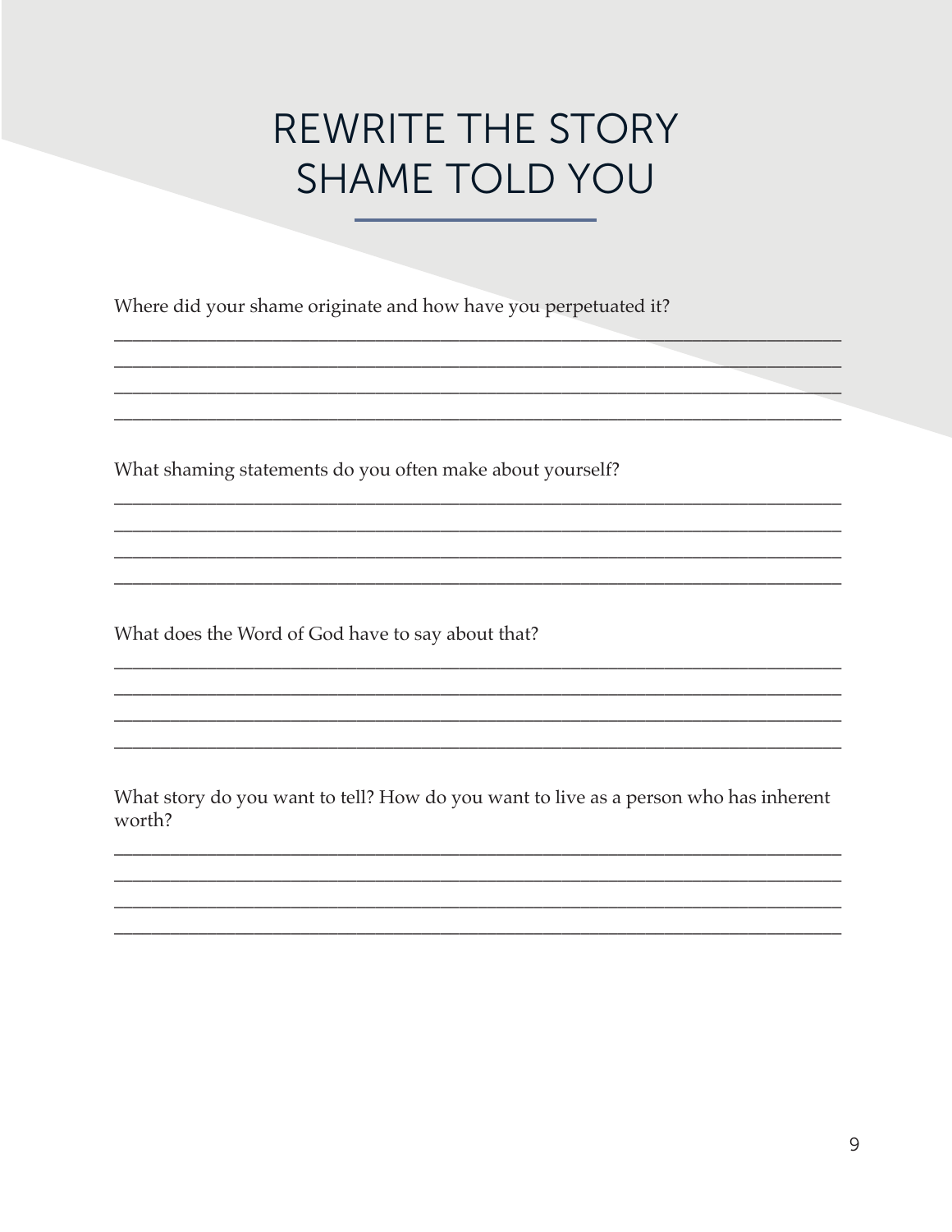# REWRITE THE STORY SHAME TOLD YOU

Where did your shame originate and how have you perpetuated it?

\_\_\_\_\_\_\_\_\_\_\_\_\_\_\_\_\_\_\_\_\_\_\_\_\_\_\_\_\_\_\_\_\_\_\_\_\_\_\_\_\_\_\_\_\_\_\_\_\_\_\_\_\_\_\_\_\_\_\_\_\_\_\_\_\_\_\_\_\_\_\_\_\_\_\_\_\_\_

\_\_\_\_\_\_\_\_\_\_\_\_\_\_\_\_\_\_\_\_\_\_\_\_\_\_\_\_\_\_\_\_\_\_\_\_\_\_\_\_\_\_\_\_\_\_\_\_\_\_\_\_\_\_\_\_\_\_\_\_\_\_\_\_\_\_\_\_\_\_\_\_\_\_\_\_\_\_

\_\_\_\_\_\_\_\_\_\_\_\_\_\_\_\_\_\_\_\_\_\_\_\_\_\_\_\_\_\_\_\_\_\_\_\_\_\_\_\_\_\_\_\_\_\_\_\_\_\_\_\_\_\_\_\_\_\_\_\_\_\_\_\_\_\_\_\_\_\_\_\_\_\_\_\_\_\_

\_\_\_\_\_\_\_\_\_\_\_\_\_\_\_\_\_\_\_\_\_\_\_\_\_\_\_\_\_\_\_\_\_\_\_\_\_\_\_\_\_\_\_\_\_\_\_\_\_\_\_\_\_\_\_\_\_\_\_\_\_\_\_\_\_\_\_\_\_\_\_\_\_\_\_\_\_\_

What shaming statements do you often make about yourself?

\_\_\_\_\_\_\_\_\_\_\_\_\_\_\_\_\_\_\_\_\_\_\_\_\_\_\_\_\_\_\_\_\_\_\_\_\_\_\_\_\_\_\_\_\_\_\_\_\_\_\_\_\_\_\_\_\_\_\_\_\_\_\_\_\_\_\_\_\_\_\_\_\_\_\_\_\_\_

\_\_\_\_\_\_\_\_\_\_\_\_\_\_\_\_\_\_\_\_\_\_\_\_\_\_\_\_\_\_\_\_\_\_\_\_\_\_\_\_\_\_\_\_\_\_\_\_\_\_\_\_\_\_\_\_\_\_\_\_\_\_\_\_\_\_\_\_\_\_\_\_\_\_\_\_\_\_

\_\_\_\_\_\_\_\_\_\_\_\_\_\_\_\_\_\_\_\_\_\_\_\_\_\_\_\_\_\_\_\_\_\_\_\_\_\_\_\_\_\_\_\_\_\_\_\_\_\_\_\_\_\_\_\_\_\_\_\_\_\_\_\_\_\_\_\_\_\_\_\_\_\_\_\_\_\_

\_\_\_\_\_\_\_\_\_\_\_\_\_\_\_\_\_\_\_\_\_\_\_\_\_\_\_\_\_\_\_\_\_\_\_\_\_\_\_\_\_\_\_\_\_\_\_\_\_\_\_\_\_\_\_\_\_\_\_\_\_\_\_\_\_\_\_\_\_\_\_\_\_\_\_\_\_\_

What does the Word of God have to say about that?

\_\_\_\_\_\_\_\_\_\_\_\_\_\_\_\_\_\_\_\_\_\_\_\_\_\_\_\_\_\_\_\_\_\_\_\_\_\_\_\_\_\_\_\_\_\_\_\_\_\_\_\_\_\_\_\_\_\_\_\_\_\_\_\_\_\_\_\_\_\_\_\_\_\_\_\_\_\_

\_\_\_\_\_\_\_\_\_\_\_\_\_\_\_\_\_\_\_\_\_\_\_\_\_\_\_\_\_\_\_\_\_\_\_\_\_\_\_\_\_\_\_\_\_\_\_\_\_\_\_\_\_\_\_\_\_\_\_\_\_\_\_\_\_\_\_\_\_\_\_\_\_\_\_\_\_\_

\_\_\_\_\_\_\_\_\_\_\_\_\_\_\_\_\_\_\_\_\_\_\_\_\_\_\_\_\_\_\_\_\_\_\_\_\_\_\_\_\_\_\_\_\_\_\_\_\_\_\_\_\_\_\_\_\_\_\_\_\_\_\_\_\_\_\_\_\_\_\_\_\_\_\_\_\_\_

\_\_\_\_\_\_\_\_\_\_\_\_\_\_\_\_\_\_\_\_\_\_\_\_\_\_\_\_\_\_\_\_\_\_\_\_\_\_\_\_\_\_\_\_\_\_\_\_\_\_\_\_\_\_\_\_\_\_\_\_\_\_\_\_\_\_\_\_\_\_\_\_\_\_\_\_\_\_

What story do you want to tell? How do you want to live as a person who has inherent worth?

\_\_\_\_\_\_\_\_\_\_\_\_\_\_\_\_\_\_\_\_\_\_\_\_\_\_\_\_\_\_\_\_\_\_\_\_\_\_\_\_\_\_\_\_\_\_\_\_\_\_\_\_\_\_\_\_\_\_\_\_\_\_\_\_\_\_\_\_\_\_\_\_\_\_\_\_\_\_

\_\_\_\_\_\_\_\_\_\_\_\_\_\_\_\_\_\_\_\_\_\_\_\_\_\_\_\_\_\_\_\_\_\_\_\_\_\_\_\_\_\_\_\_\_\_\_\_\_\_\_\_\_\_\_\_\_\_\_\_\_\_\_\_\_\_\_\_\_\_\_\_\_\_\_\_\_\_

\_\_\_\_\_\_\_\_\_\_\_\_\_\_\_\_\_\_\_\_\_\_\_\_\_\_\_\_\_\_\_\_\_\_\_\_\_\_\_\_\_\_\_\_\_\_\_\_\_\_\_\_\_\_\_\_\_\_\_\_\_\_\_\_\_\_\_\_\_\_\_\_\_\_\_\_\_\_

\_\_\_\_\_\_\_\_\_\_\_\_\_\_\_\_\_\_\_\_\_\_\_\_\_\_\_\_\_\_\_\_\_\_\_\_\_\_\_\_\_\_\_\_\_\_\_\_\_\_\_\_\_\_\_\_\_\_\_\_\_\_\_\_\_\_\_\_\_\_\_\_\_\_\_\_\_\_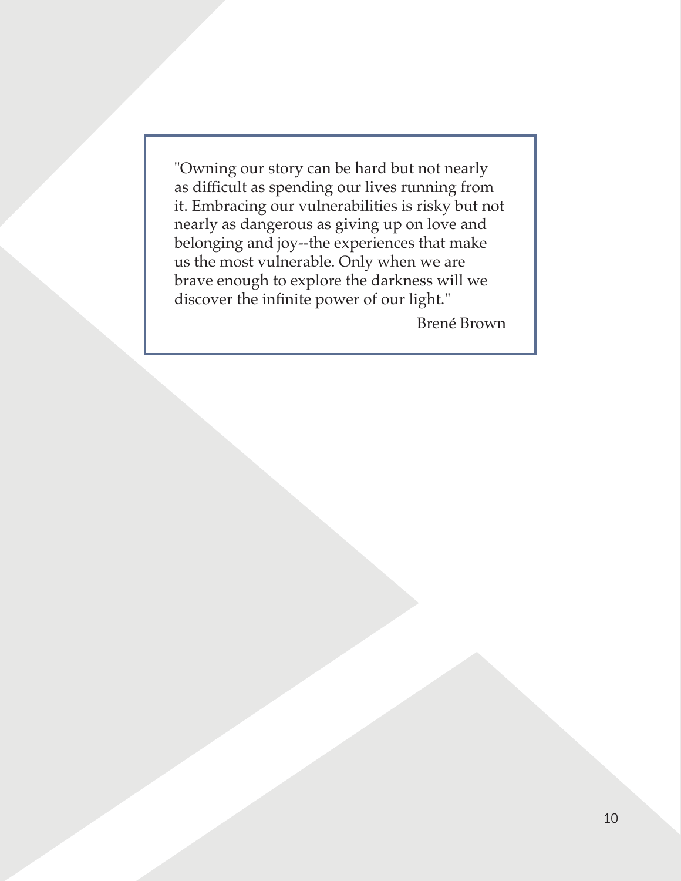"Owning our story can be hard but not nearly as difficult as spending our lives running from it. Embracing our vulnerabilities is risky but not nearly as dangerous as giving up on love and belonging and joy--the experiences that make us the most vulnerable. Only when we are brave enough to explore the darkness will we discover the infinite power of our light."

Brené Brown